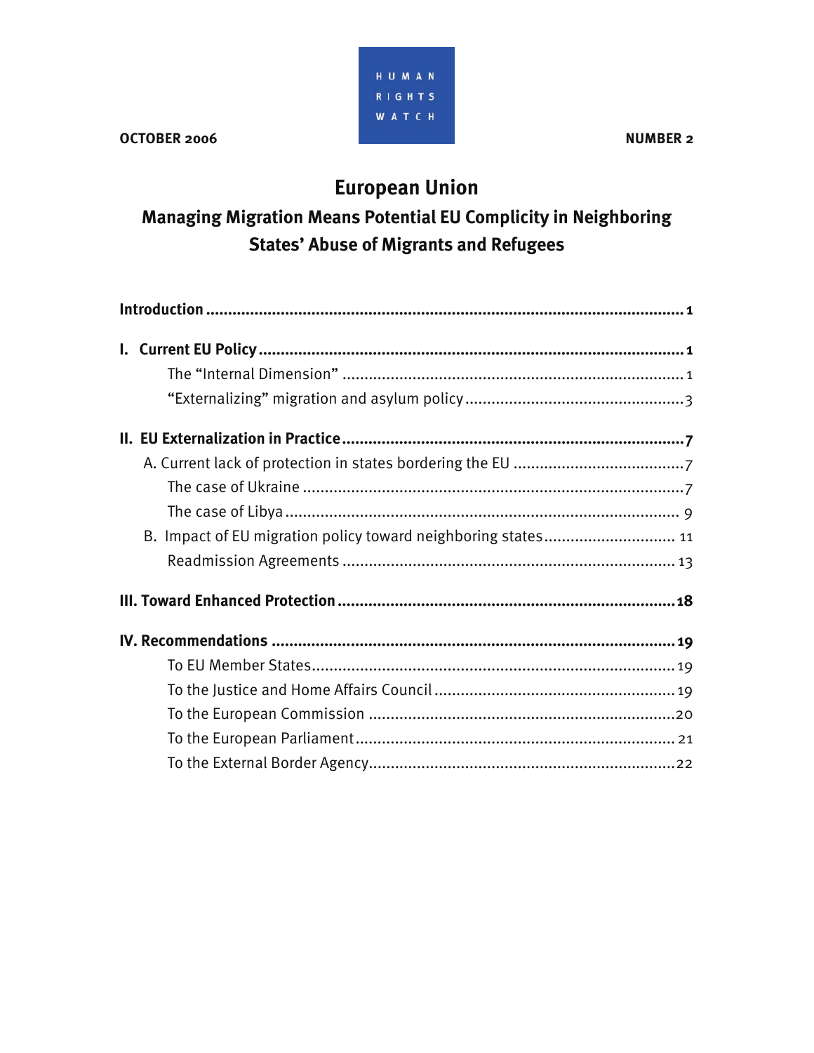HUMAN RIGHTS WATCH

OCTOBER 2006

NUMBER 2

# European Union

## Managing Migration Means Potential EU Complicity in Neighboring States' Abuse of Migrants and Refugees

**Introduction** .......... **1**

**I. Current EU Policy** .......... **1**

- The "Internal Dimension" .......... 1
- "Externalizing" migration and asylum policy .......... 3

**II. EU Externalization in Practice** .......... **7**

- A. Current lack of protection in states bordering the EU .......... 7
  - The case of Ukraine .......... 7
  - The case of Libya .......... 9
- B. Impact of EU migration policy toward neighboring states .......... 11
  - Readmission Agreements .......... 13

**III. Toward Enhanced Protection** .......... **18**

**IV. Recommendations** .......... **19**

- To EU Member States .......... 19
- To the Justice and Home Affairs Council .......... 19
- To the European Commission .......... 20
- To the European Parliament .......... 21
- To the External Border Agency .......... 22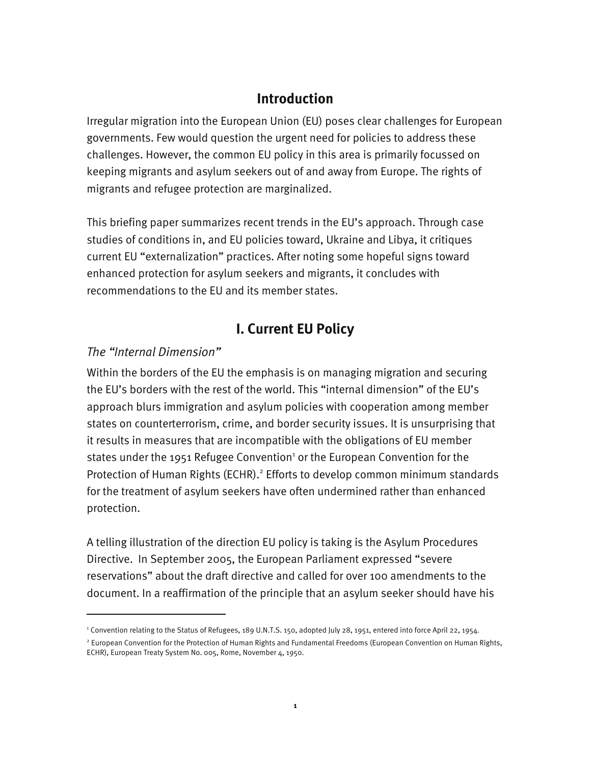## Introduction

Irregular migration into the European Union (EU) poses clear challenges for European governments. Few would question the urgent need for policies to address these challenges. However, the common EU policy in this area is primarily focussed on keeping migrants and asylum seekers out of and away from Europe. The rights of migrants and refugee protection are marginalized.

This briefing paper summarizes recent trends in the EU's approach. Through case studies of conditions in, and EU policies toward, Ukraine and Libya, it critiques current EU "externalization" practices. After noting some hopeful signs toward enhanced protection for asylum seekers and migrants, it concludes with recommendations to the EU and its member states.

## I. Current EU Policy

### *The "Internal Dimension"*

Within the borders of the EU the emphasis is on managing migration and securing the EU's borders with the rest of the world. This "internal dimension" of the EU's approach blurs immigration and asylum policies with cooperation among member states on counterterrorism, crime, and border security issues. It is unsurprising that it results in measures that are incompatible with the obligations of EU member states under the 1951 Refugee Convention[1] or the European Convention for the Protection of Human Rights (ECHR).[2] Efforts to develop common minimum standards for the treatment of asylum seekers have often undermined rather than enhanced protection.

A telling illustration of the direction EU policy is taking is the Asylum Procedures Directive. In September 2005, the European Parliament expressed "severe reservations" about the draft directive and called for over 100 amendments to the document. In a reaffirmation of the principle that an asylum seeker should have his

---

[1] Convention relating to the Status of Refugees, 189 U.N.T.S. 150, adopted July 28, 1951, entered into force April 22, 1954.

[2] European Convention for the Protection of Human Rights and Fundamental Freedoms (European Convention on Human Rights, ECHR), European Treaty System No. 005, Rome, November 4, 1950.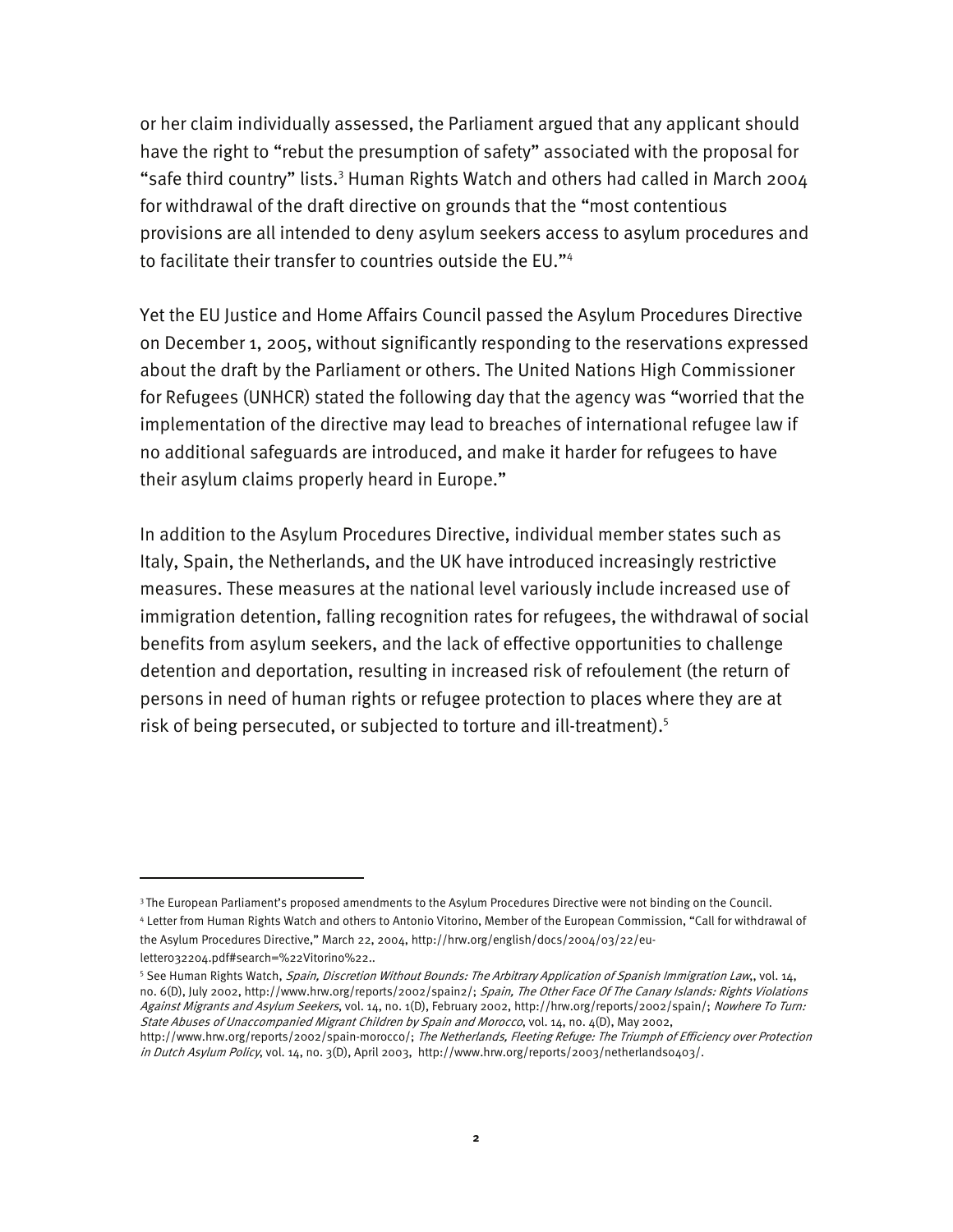or her claim individually assessed, the Parliament argued that any applicant should have the right to "rebut the presumption of safety" associated with the proposal for "safe third country" lists.[3] Human Rights Watch and others had called in March 2004 for withdrawal of the draft directive on grounds that the "most contentious provisions are all intended to deny asylum seekers access to asylum procedures and to facilitate their transfer to countries outside the EU."[4]

Yet the EU Justice and Home Affairs Council passed the Asylum Procedures Directive on December 1, 2005, without significantly responding to the reservations expressed about the draft by the Parliament or others. The United Nations High Commissioner for Refugees (UNHCR) stated the following day that the agency was "worried that the implementation of the directive may lead to breaches of international refugee law if no additional safeguards are introduced, and make it harder for refugees to have their asylum claims properly heard in Europe."

In addition to the Asylum Procedures Directive, individual member states such as Italy, Spain, the Netherlands, and the UK have introduced increasingly restrictive measures. These measures at the national level variously include increased use of immigration detention, falling recognition rates for refugees, the withdrawal of social benefits from asylum seekers, and the lack of effective opportunities to challenge detention and deportation, resulting in increased risk of refoulement (the return of persons in need of human rights or refugee protection to places where they are at risk of being persecuted, or subjected to torture and ill-treatment).[5]

---

[3] The European Parliament's proposed amendments to the Asylum Procedures Directive were not binding on the Council.

[4] Letter from Human Rights Watch and others to Antonio Vitorino, Member of the European Commission, "Call for withdrawal of the Asylum Procedures Directive," March 22, 2004, http://hrw.org/english/docs/2004/03/22/eu-letter032204.pdf#search=%22Vitorino%22..

[5] See Human Rights Watch, *Spain, Discretion Without Bounds: The Arbitrary Application of Spanish Immigration Law*,, vol. 14, no. 6(D), July 2002, http://www.hrw.org/reports/2002/spain2/; *Spain, The Other Face Of The Canary Islands: Rights Violations Against Migrants and Asylum Seekers*, vol. 14, no. 1(D), February 2002, http://hrw.org/reports/2002/spain/; *Nowhere To Turn: State Abuses of Unaccompanied Migrant Children by Spain and Morocco*, vol. 14, no. 4(D), May 2002, http://www.hrw.org/reports/2002/spain-morocco/; *The Netherlands, Fleeting Refuge: The Triumph of Efficiency over Protection in Dutch Asylum Policy*, vol. 14, no. 3(D), April 2003, http://www.hrw.org/reports/2003/netherlands0403/.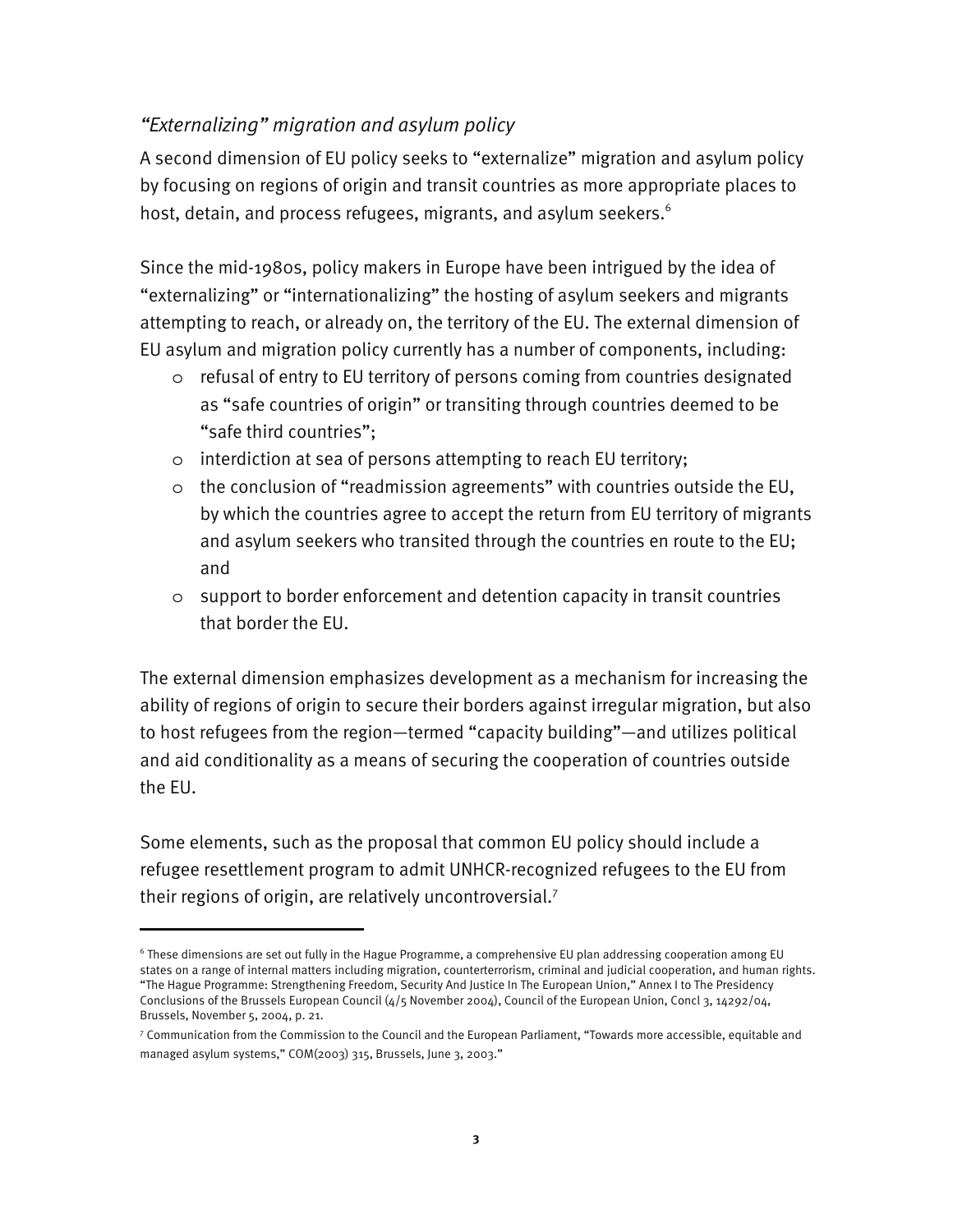### *"Externalizing" migration and asylum policy*

A second dimension of EU policy seeks to "externalize" migration and asylum policy by focusing on regions of origin and transit countries as more appropriate places to host, detain, and process refugees, migrants, and asylum seekers.[6]

Since the mid-1980s, policy makers in Europe have been intrigued by the idea of "externalizing" or "internationalizing" the hosting of asylum seekers and migrants attempting to reach, or already on, the territory of the EU. The external dimension of EU asylum and migration policy currently has a number of components, including:

- refusal of entry to EU territory of persons coming from countries designated as "safe countries of origin" or transiting through countries deemed to be "safe third countries";
- interdiction at sea of persons attempting to reach EU territory;
- the conclusion of "readmission agreements" with countries outside the EU, by which the countries agree to accept the return from EU territory of migrants and asylum seekers who transited through the countries en route to the EU; and
- support to border enforcement and detention capacity in transit countries that border the EU.

The external dimension emphasizes development as a mechanism for increasing the ability of regions of origin to secure their borders against irregular migration, but also to host refugees from the region—termed "capacity building"—and utilizes political and aid conditionality as a means of securing the cooperation of countries outside the EU.

Some elements, such as the proposal that common EU policy should include a refugee resettlement program to admit UNHCR-recognized refugees to the EU from their regions of origin, are relatively uncontroversial.[7]

---

[6] These dimensions are set out fully in the Hague Programme, a comprehensive EU plan addressing cooperation among EU states on a range of internal matters including migration, counterterrorism, criminal and judicial cooperation, and human rights. "The Hague Programme: Strengthening Freedom, Security And Justice In The European Union," Annex I to The Presidency Conclusions of the Brussels European Council (4/5 November 2004), Council of the European Union, Concl 3, 14292/04, Brussels, November 5, 2004, p. 21.

[7] Communication from the Commission to the Council and the European Parliament, "Towards more accessible, equitable and managed asylum systems," COM(2003) 315, Brussels, June 3, 2003."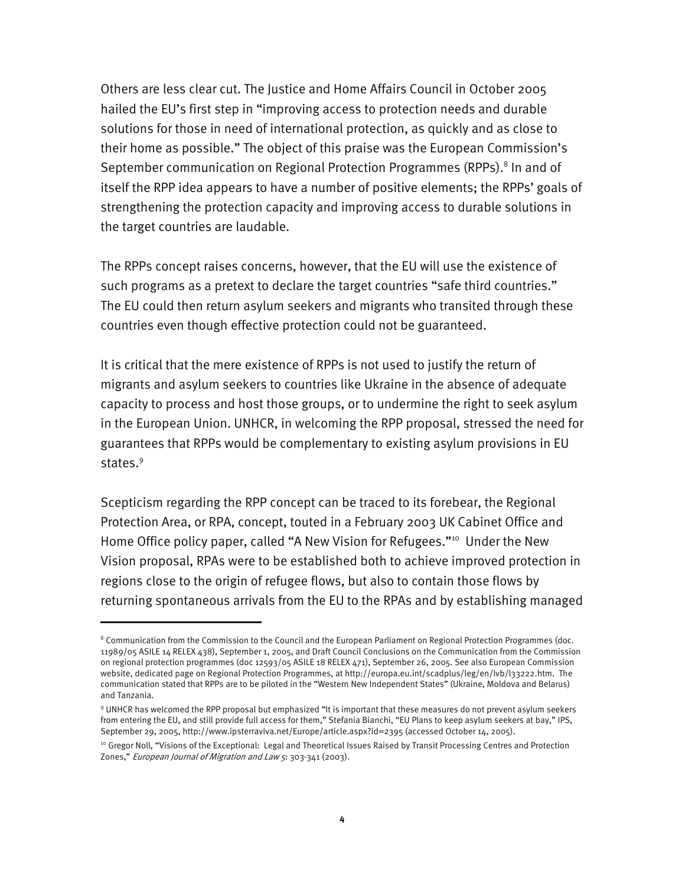Others are less clear cut. The Justice and Home Affairs Council in October 2005 hailed the EU's first step in "improving access to protection needs and durable solutions for those in need of international protection, as quickly and as close to their home as possible." The object of this praise was the European Commission's September communication on Regional Protection Programmes (RPPs).[8] In and of itself the RPP idea appears to have a number of positive elements; the RPPs' goals of strengthening the protection capacity and improving access to durable solutions in the target countries are laudable.

The RPPs concept raises concerns, however, that the EU will use the existence of such programs as a pretext to declare the target countries "safe third countries." The EU could then return asylum seekers and migrants who transited through these countries even though effective protection could not be guaranteed.

It is critical that the mere existence of RPPs is not used to justify the return of migrants and asylum seekers to countries like Ukraine in the absence of adequate capacity to process and host those groups, or to undermine the right to seek asylum in the European Union. UNHCR, in welcoming the RPP proposal, stressed the need for guarantees that RPPs would be complementary to existing asylum provisions in EU states.[9]

Scepticism regarding the RPP concept can be traced to its forebear, the Regional Protection Area, or RPA, concept, touted in a February 2003 UK Cabinet Office and Home Office policy paper, called "A New Vision for Refugees."[10] Under the New Vision proposal, RPAs were to be established both to achieve improved protection in regions close to the origin of refugee flows, but also to contain those flows by returning spontaneous arrivals from the EU to the RPAs and by establishing managed

---

[8] Communication from the Commission to the Council and the European Parliament on Regional Protection Programmes (doc. 11989/05 ASILE 14 RELEX 438), September 1, 2005, and Draft Council Conclusions on the Communication from the Commission on regional protection programmes (doc 12593/05 ASILE 18 RELEX 471), September 26, 2005. See also European Commission website, dedicated page on Regional Protection Programmes, at http://europa.eu.int/scadplus/leg/en/lvb/l33222.htm. The communication stated that RPPs are to be piloted in the "Western New Independent States" (Ukraine, Moldova and Belarus) and Tanzania.

[9] UNHCR has welcomed the RPP proposal but emphasized "It is important that these measures do not prevent asylum seekers from entering the EU, and still provide full access for them," Stefania Bianchi, "EU Plans to keep asylum seekers at bay," IPS, September 29, 2005, http://www.ipsterraviva.net/Europe/article.aspx?id=2395 (accessed October 14, 2005).

[10] Gregor Noll, "Visions of the Exceptional: Legal and Theoretical Issues Raised by Transit Processing Centres and Protection Zones," *European Journal of Migration and Law 5*: 303-341 (2003).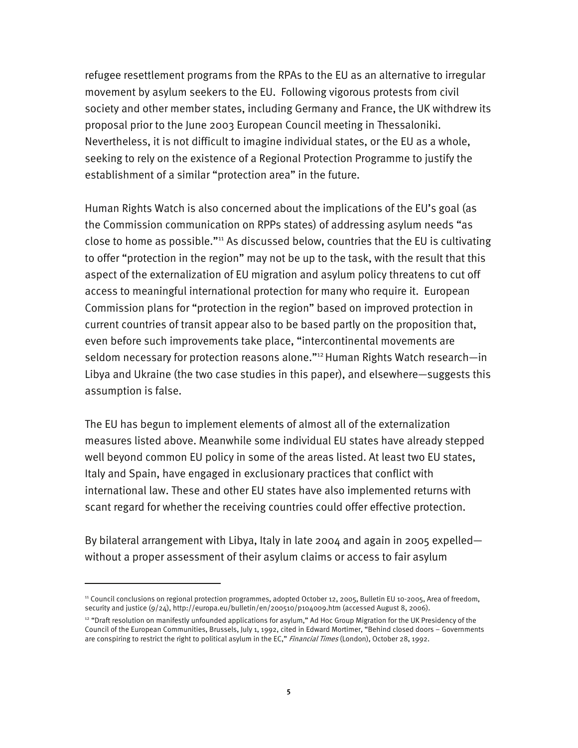refugee resettlement programs from the RPAs to the EU as an alternative to irregular movement by asylum seekers to the EU. Following vigorous protests from civil society and other member states, including Germany and France, the UK withdrew its proposal prior to the June 2003 European Council meeting in Thessaloniki. Nevertheless, it is not difficult to imagine individual states, or the EU as a whole, seeking to rely on the existence of a Regional Protection Programme to justify the establishment of a similar "protection area" in the future.

Human Rights Watch is also concerned about the implications of the EU's goal (as the Commission communication on RPPs states) of addressing asylum needs "as close to home as possible."[11] As discussed below, countries that the EU is cultivating to offer "protection in the region" may not be up to the task, with the result that this aspect of the externalization of EU migration and asylum policy threatens to cut off access to meaningful international protection for many who require it. European Commission plans for "protection in the region" based on improved protection in current countries of transit appear also to be based partly on the proposition that, even before such improvements take place, "intercontinental movements are seldom necessary for protection reasons alone."[12] Human Rights Watch research—in Libya and Ukraine (the two case studies in this paper), and elsewhere—suggests this assumption is false.

The EU has begun to implement elements of almost all of the externalization measures listed above. Meanwhile some individual EU states have already stepped well beyond common EU policy in some of the areas listed. At least two EU states, Italy and Spain, have engaged in exclusionary practices that conflict with international law. These and other EU states have also implemented returns with scant regard for whether the receiving countries could offer effective protection.

By bilateral arrangement with Libya, Italy in late 2004 and again in 2005 expelled—without a proper assessment of their asylum claims or access to fair asylum

---

[11] Council conclusions on regional protection programmes, adopted October 12, 2005, Bulletin EU 10-2005, Area of freedom, security and justice (9/24), http://europa.eu/bulletin/en/200510/p104009.htm (accessed August 8, 2006).

[12] "Draft resolution on manifestly unfounded applications for asylum," Ad Hoc Group Migration for the UK Presidency of the Council of the European Communities, Brussels, July 1, 1992, cited in Edward Mortimer, "Behind closed doors – Governments are conspiring to restrict the right to political asylum in the EC," *Financial Times* (London), October 28, 1992.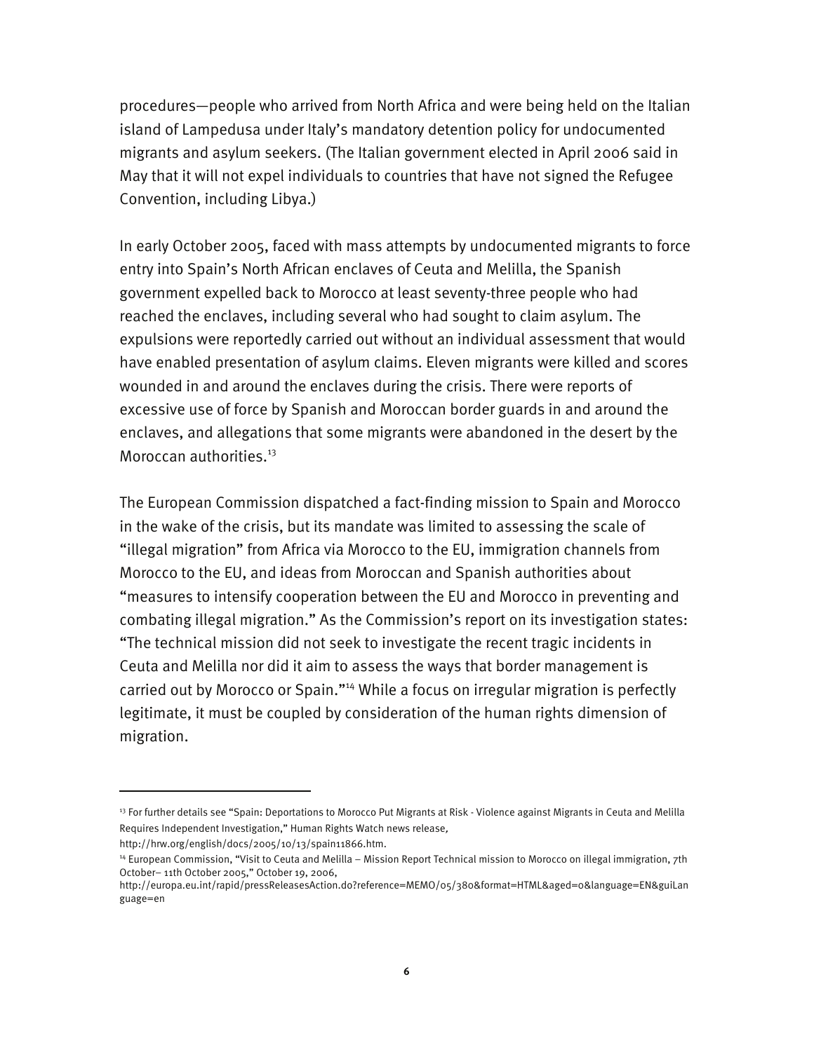procedures—people who arrived from North Africa and were being held on the Italian island of Lampedusa under Italy's mandatory detention policy for undocumented migrants and asylum seekers. (The Italian government elected in April 2006 said in May that it will not expel individuals to countries that have not signed the Refugee Convention, including Libya.)

In early October 2005, faced with mass attempts by undocumented migrants to force entry into Spain's North African enclaves of Ceuta and Melilla, the Spanish government expelled back to Morocco at least seventy-three people who had reached the enclaves, including several who had sought to claim asylum. The expulsions were reportedly carried out without an individual assessment that would have enabled presentation of asylum claims. Eleven migrants were killed and scores wounded in and around the enclaves during the crisis. There were reports of excessive use of force by Spanish and Moroccan border guards in and around the enclaves, and allegations that some migrants were abandoned in the desert by the Moroccan authorities.[13]

The European Commission dispatched a fact-finding mission to Spain and Morocco in the wake of the crisis, but its mandate was limited to assessing the scale of "illegal migration" from Africa via Morocco to the EU, immigration channels from Morocco to the EU, and ideas from Moroccan and Spanish authorities about "measures to intensify cooperation between the EU and Morocco in preventing and combating illegal migration." As the Commission's report on its investigation states: "The technical mission did not seek to investigate the recent tragic incidents in Ceuta and Melilla nor did it aim to assess the ways that border management is carried out by Morocco or Spain."[14] While a focus on irregular migration is perfectly legitimate, it must be coupled by consideration of the human rights dimension of migration.

---

[13] For further details see "Spain: Deportations to Morocco Put Migrants at Risk - Violence against Migrants in Ceuta and Melilla Requires Independent Investigation," Human Rights Watch news release, http://hrw.org/english/docs/2005/10/13/spain11866.htm.

[14] European Commission, "Visit to Ceuta and Melilla – Mission Report Technical mission to Morocco on illegal immigration, 7th October– 11th October 2005," October 19, 2006, http://europa.eu.int/rapid/pressReleasesAction.do?reference=MEMO/05/380&format=HTML&aged=0&language=EN&guiLanguage=en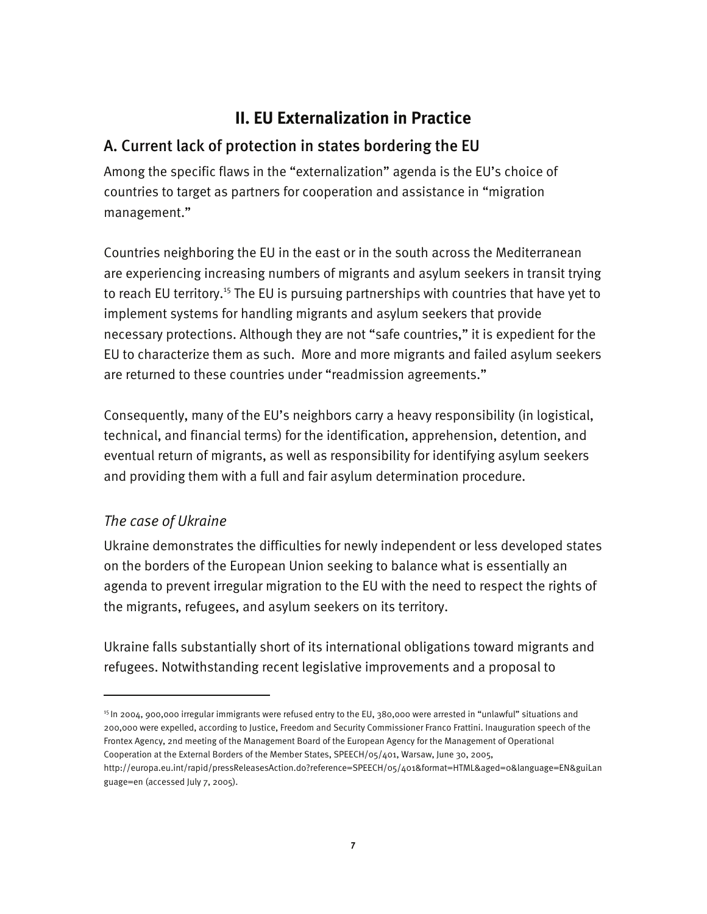## II. EU Externalization in Practice

### A. Current lack of protection in states bordering the EU

Among the specific flaws in the "externalization" agenda is the EU's choice of countries to target as partners for cooperation and assistance in "migration management."

Countries neighboring the EU in the east or in the south across the Mediterranean are experiencing increasing numbers of migrants and asylum seekers in transit trying to reach EU territory.[15] The EU is pursuing partnerships with countries that have yet to implement systems for handling migrants and asylum seekers that provide necessary protections. Although they are not "safe countries," it is expedient for the EU to characterize them as such. More and more migrants and failed asylum seekers are returned to these countries under "readmission agreements."

Consequently, many of the EU's neighbors carry a heavy responsibility (in logistical, technical, and financial terms) for the identification, apprehension, detention, and eventual return of migrants, as well as responsibility for identifying asylum seekers and providing them with a full and fair asylum determination procedure.

#### *The case of Ukraine*

Ukraine demonstrates the difficulties for newly independent or less developed states on the borders of the European Union seeking to balance what is essentially an agenda to prevent irregular migration to the EU with the need to respect the rights of the migrants, refugees, and asylum seekers on its territory.

Ukraine falls substantially short of its international obligations toward migrants and refugees. Notwithstanding recent legislative improvements and a proposal to

---

[15] In 2004, 900,000 irregular immigrants were refused entry to the EU, 380,000 were arrested in "unlawful" situations and 200,000 were expelled, according to Justice, Freedom and Security Commissioner Franco Frattini. Inauguration speech of the Frontex Agency, 2nd meeting of the Management Board of the European Agency for the Management of Operational Cooperation at the External Borders of the Member States, SPEECH/05/401, Warsaw, June 30, 2005, http://europa.eu.int/rapid/pressReleasesAction.do?reference=SPEECH/05/401&format=HTML&aged=0&language=EN&guiLanguage=en (accessed July 7, 2005).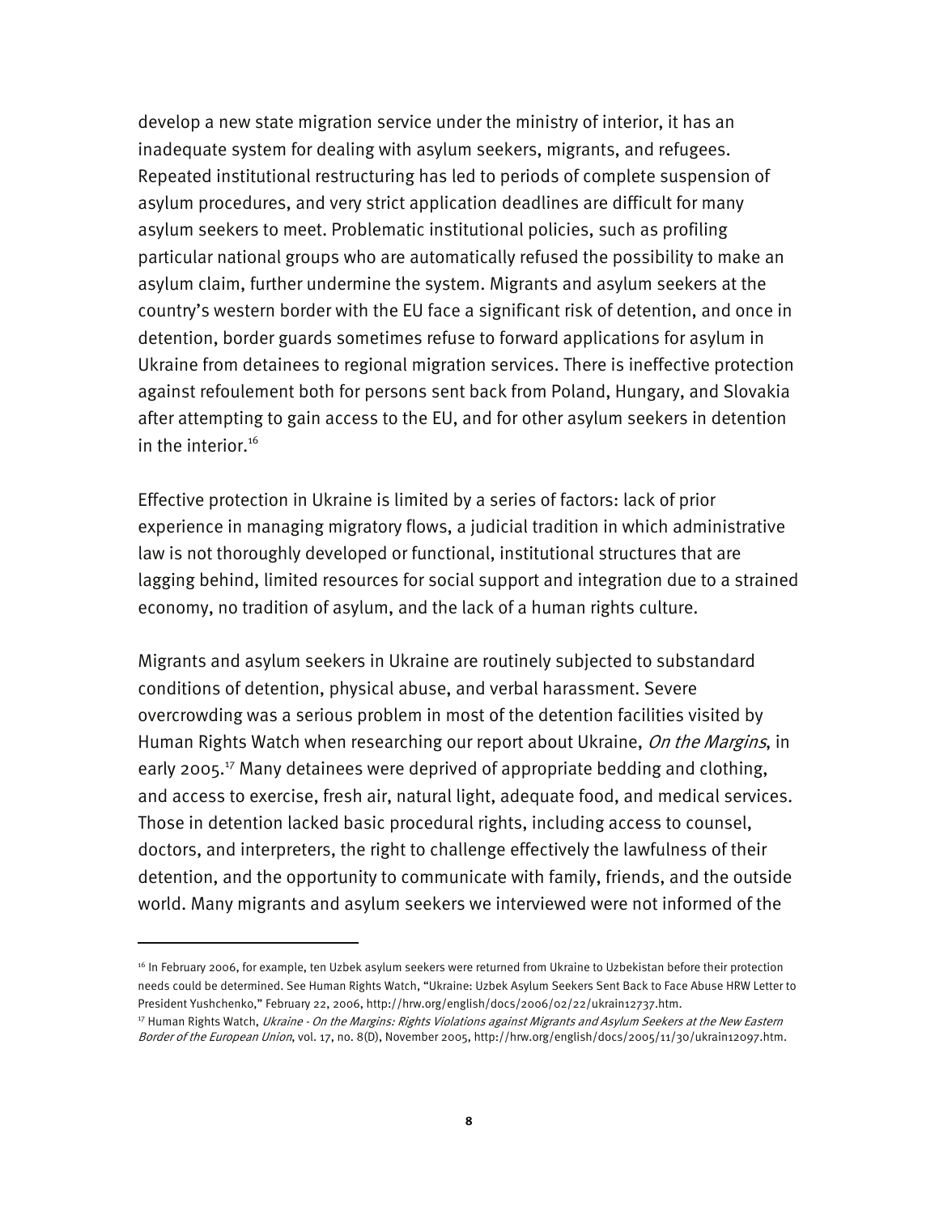develop a new state migration service under the ministry of interior, it has an inadequate system for dealing with asylum seekers, migrants, and refugees. Repeated institutional restructuring has led to periods of complete suspension of asylum procedures, and very strict application deadlines are difficult for many asylum seekers to meet. Problematic institutional policies, such as profiling particular national groups who are automatically refused the possibility to make an asylum claim, further undermine the system. Migrants and asylum seekers at the country's western border with the EU face a significant risk of detention, and once in detention, border guards sometimes refuse to forward applications for asylum in Ukraine from detainees to regional migration services. There is ineffective protection against refoulement both for persons sent back from Poland, Hungary, and Slovakia after attempting to gain access to the EU, and for other asylum seekers in detention in the interior.[16]

Effective protection in Ukraine is limited by a series of factors: lack of prior experience in managing migratory flows, a judicial tradition in which administrative law is not thoroughly developed or functional, institutional structures that are lagging behind, limited resources for social support and integration due to a strained economy, no tradition of asylum, and the lack of a human rights culture.

Migrants and asylum seekers in Ukraine are routinely subjected to substandard conditions of detention, physical abuse, and verbal harassment. Severe overcrowding was a serious problem in most of the detention facilities visited by Human Rights Watch when researching our report about Ukraine, *On the Margins*, in early 2005.[17] Many detainees were deprived of appropriate bedding and clothing, and access to exercise, fresh air, natural light, adequate food, and medical services. Those in detention lacked basic procedural rights, including access to counsel, doctors, and interpreters, the right to challenge effectively the lawfulness of their detention, and the opportunity to communicate with family, friends, and the outside world. Many migrants and asylum seekers we interviewed were not informed of the

---

[16] In February 2006, for example, ten Uzbek asylum seekers were returned from Ukraine to Uzbekistan before their protection needs could be determined. See Human Rights Watch, "Ukraine: Uzbek Asylum Seekers Sent Back to Face Abuse HRW Letter to President Yushchenko," February 22, 2006, http://hrw.org/english/docs/2006/02/22/ukrain12737.htm.

[17] Human Rights Watch, *Ukraine - On the Margins: Rights Violations against Migrants and Asylum Seekers at the New Eastern Border of the European Union*, vol. 17, no. 8(D), November 2005, http://hrw.org/english/docs/2005/11/30/ukrain12097.htm.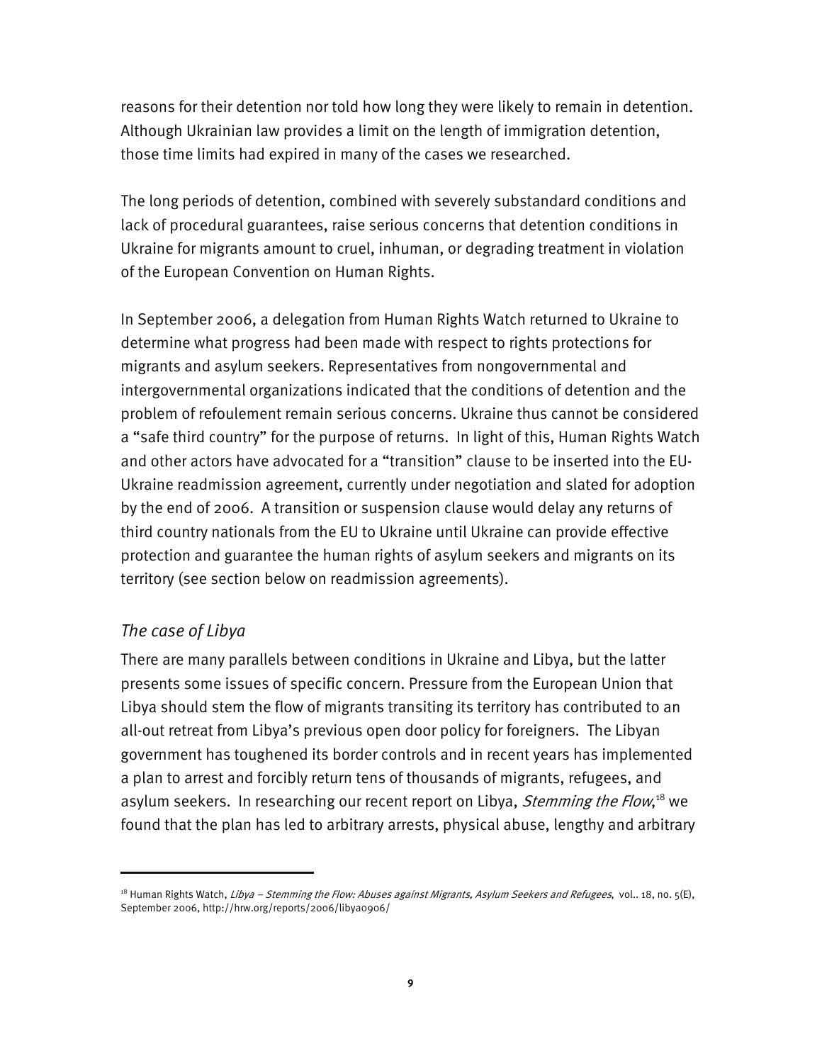reasons for their detention nor told how long they were likely to remain in detention. Although Ukrainian law provides a limit on the length of immigration detention, those time limits had expired in many of the cases we researched.

The long periods of detention, combined with severely substandard conditions and lack of procedural guarantees, raise serious concerns that detention conditions in Ukraine for migrants amount to cruel, inhuman, or degrading treatment in violation of the European Convention on Human Rights.

In September 2006, a delegation from Human Rights Watch returned to Ukraine to determine what progress had been made with respect to rights protections for migrants and asylum seekers. Representatives from nongovernmental and intergovernmental organizations indicated that the conditions of detention and the problem of refoulement remain serious concerns. Ukraine thus cannot be considered a "safe third country" for the purpose of returns. In light of this, Human Rights Watch and other actors have advocated for a "transition" clause to be inserted into the EU-Ukraine readmission agreement, currently under negotiation and slated for adoption by the end of 2006. A transition or suspension clause would delay any returns of third country nationals from the EU to Ukraine until Ukraine can provide effective protection and guarantee the human rights of asylum seekers and migrants on its territory (see section below on readmission agreements).

### *The case of Libya*

There are many parallels between conditions in Ukraine and Libya, but the latter presents some issues of specific concern. Pressure from the European Union that Libya should stem the flow of migrants transiting its territory has contributed to an all-out retreat from Libya's previous open door policy for foreigners. The Libyan government has toughened its border controls and in recent years has implemented a plan to arrest and forcibly return tens of thousands of migrants, refugees, and asylum seekers. In researching our recent report on Libya, *Stemming the Flow*,[18] we found that the plan has led to arbitrary arrests, physical abuse, lengthy and arbitrary

---

[18] Human Rights Watch, *Libya – Stemming the Flow: Abuses against Migrants, Asylum Seekers and Refugees*, vol.. 18, no. 5(E), September 2006, http://hrw.org/reports/2006/libya0906/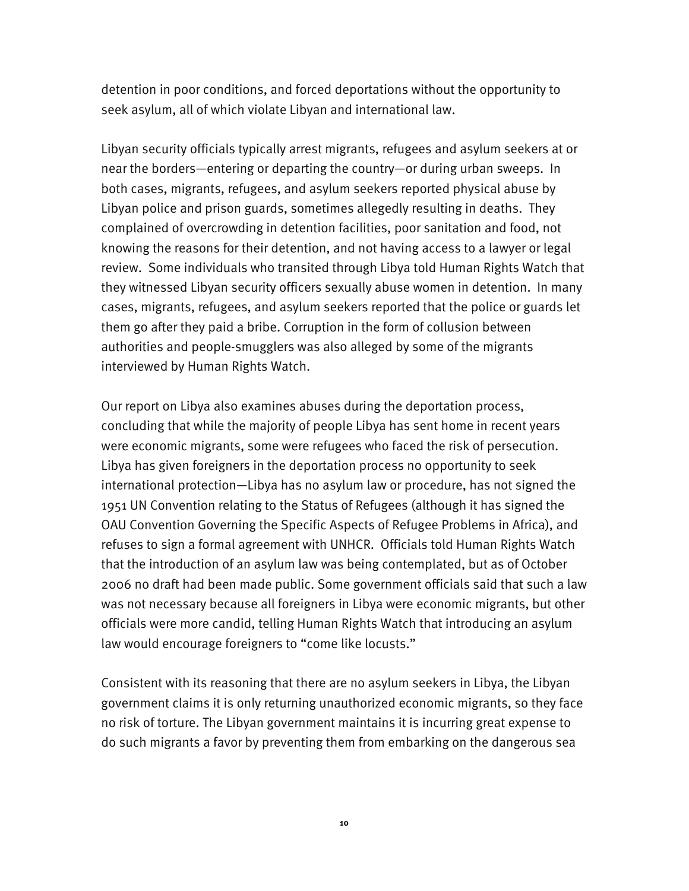detention in poor conditions, and forced deportations without the opportunity to seek asylum, all of which violate Libyan and international law.

Libyan security officials typically arrest migrants, refugees and asylum seekers at or near the borders—entering or departing the country—or during urban sweeps. In both cases, migrants, refugees, and asylum seekers reported physical abuse by Libyan police and prison guards, sometimes allegedly resulting in deaths. They complained of overcrowding in detention facilities, poor sanitation and food, not knowing the reasons for their detention, and not having access to a lawyer or legal review. Some individuals who transited through Libya told Human Rights Watch that they witnessed Libyan security officers sexually abuse women in detention. In many cases, migrants, refugees, and asylum seekers reported that the police or guards let them go after they paid a bribe. Corruption in the form of collusion between authorities and people-smugglers was also alleged by some of the migrants interviewed by Human Rights Watch.

Our report on Libya also examines abuses during the deportation process, concluding that while the majority of people Libya has sent home in recent years were economic migrants, some were refugees who faced the risk of persecution. Libya has given foreigners in the deportation process no opportunity to seek international protection—Libya has no asylum law or procedure, has not signed the 1951 UN Convention relating to the Status of Refugees (although it has signed the OAU Convention Governing the Specific Aspects of Refugee Problems in Africa), and refuses to sign a formal agreement with UNHCR. Officials told Human Rights Watch that the introduction of an asylum law was being contemplated, but as of October 2006 no draft had been made public. Some government officials said that such a law was not necessary because all foreigners in Libya were economic migrants, but other officials were more candid, telling Human Rights Watch that introducing an asylum law would encourage foreigners to "come like locusts."

Consistent with its reasoning that there are no asylum seekers in Libya, the Libyan government claims it is only returning unauthorized economic migrants, so they face no risk of torture. The Libyan government maintains it is incurring great expense to do such migrants a favor by preventing them from embarking on the dangerous sea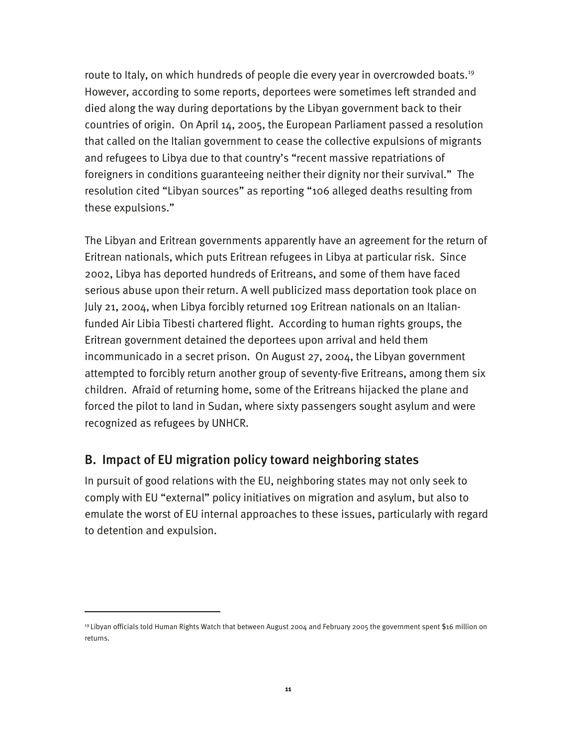route to Italy, on which hundreds of people die every year in overcrowded boats.[19] However, according to some reports, deportees were sometimes left stranded and died along the way during deportations by the Libyan government back to their countries of origin. On April 14, 2005, the European Parliament passed a resolution that called on the Italian government to cease the collective expulsions of migrants and refugees to Libya due to that country's "recent massive repatriations of foreigners in conditions guaranteeing neither their dignity nor their survival." The resolution cited "Libyan sources" as reporting "106 alleged deaths resulting from these expulsions."

The Libyan and Eritrean governments apparently have an agreement for the return of Eritrean nationals, which puts Eritrean refugees in Libya at particular risk. Since 2002, Libya has deported hundreds of Eritreans, and some of them have faced serious abuse upon their return. A well publicized mass deportation took place on July 21, 2004, when Libya forcibly returned 109 Eritrean nationals on an Italian-funded Air Libia Tibesti chartered flight. According to human rights groups, the Eritrean government detained the deportees upon arrival and held them incommunicado in a secret prison. On August 27, 2004, the Libyan government attempted to forcibly return another group of seventy-five Eritreans, among them six children. Afraid of returning home, some of the Eritreans hijacked the plane and forced the pilot to land in Sudan, where sixty passengers sought asylum and were recognized as refugees by UNHCR.

## B. Impact of EU migration policy toward neighboring states

In pursuit of good relations with the EU, neighboring states may not only seek to comply with EU "external" policy initiatives on migration and asylum, but also to emulate the worst of EU internal approaches to these issues, particularly with regard to detention and expulsion.

[19] Libyan officials told Human Rights Watch that between August 2004 and February 2005 the government spent $16 million on returns.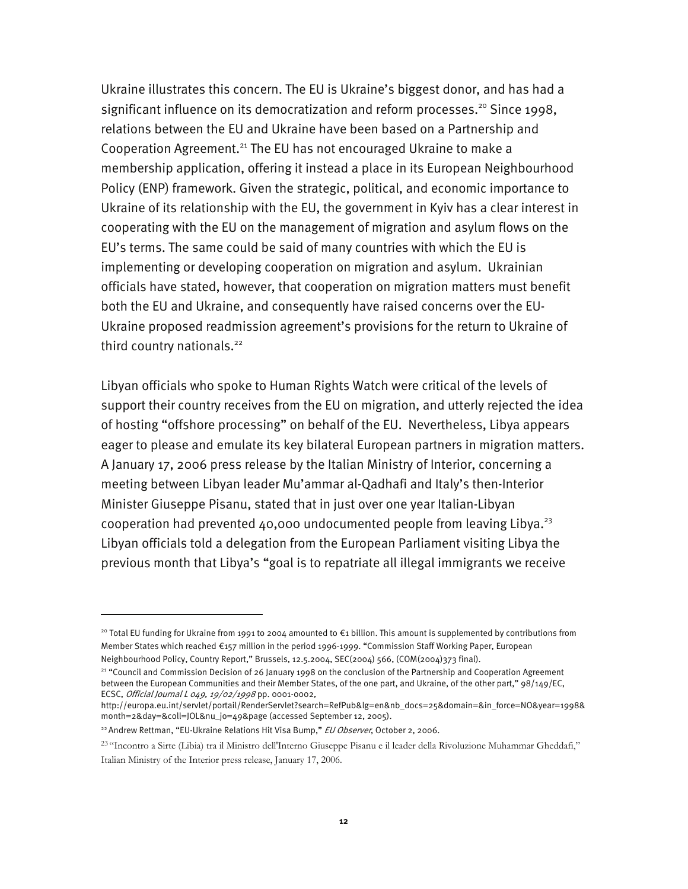Ukraine illustrates this concern. The EU is Ukraine's biggest donor, and has had a significant influence on its democratization and reform processes.[20] Since 1998, relations between the EU and Ukraine have been based on a Partnership and Cooperation Agreement.[21] The EU has not encouraged Ukraine to make a membership application, offering it instead a place in its European Neighbourhood Policy (ENP) framework. Given the strategic, political, and economic importance to Ukraine of its relationship with the EU, the government in Kyiv has a clear interest in cooperating with the EU on the management of migration and asylum flows on the EU's terms. The same could be said of many countries with which the EU is implementing or developing cooperation on migration and asylum. Ukrainian officials have stated, however, that cooperation on migration matters must benefit both the EU and Ukraine, and consequently have raised concerns over the EU-Ukraine proposed readmission agreement's provisions for the return to Ukraine of third country nationals.[22]

Libyan officials who spoke to Human Rights Watch were critical of the levels of support their country receives from the EU on migration, and utterly rejected the idea of hosting "offshore processing" on behalf of the EU. Nevertheless, Libya appears eager to please and emulate its key bilateral European partners in migration matters. A January 17, 2006 press release by the Italian Ministry of Interior, concerning a meeting between Libyan leader Mu'ammar al-Qadhafi and Italy's then-Interior Minister Giuseppe Pisanu, stated that in just over one year Italian-Libyan cooperation had prevented 40,000 undocumented people from leaving Libya.[23] Libyan officials told a delegation from the European Parliament visiting Libya the previous month that Libya's "goal is to repatriate all illegal immigrants we receive

---

[20] Total EU funding for Ukraine from 1991 to 2004 amounted to €1 billion. This amount is supplemented by contributions from Member States which reached €157 million in the period 1996-1999. "Commission Staff Working Paper, European Neighbourhood Policy, Country Report," Brussels, 12.5.2004, SEC(2004) 566, (COM(2004)373 final).

[21] "Council and Commission Decision of 26 January 1998 on the conclusion of the Partnership and Cooperation Agreement between the European Communities and their Member States, of the one part, and Ukraine, of the other part," 98/149/EC, ECSC, *Official Journal L 049, 19/02/1998* pp. 0001-0002, http://europa.eu.int/servlet/portail/RenderServlet?search=RefPub&lg=en&nb_docs=25&domain=&in_force=NO&year=1998&month=2&day=&coll=JOL&nu_jo=49&page (accessed September 12, 2005).

[22] Andrew Rettman, "EU-Ukraine Relations Hit Visa Bump," *EU Observer*, October 2, 2006.

[23] "Incontro a Sirte (Libia) tra il Ministro dell'Interno Giuseppe Pisanu e il leader della Rivoluzione Muhammar Gheddafi," Italian Ministry of the Interior press release, January 17, 2006.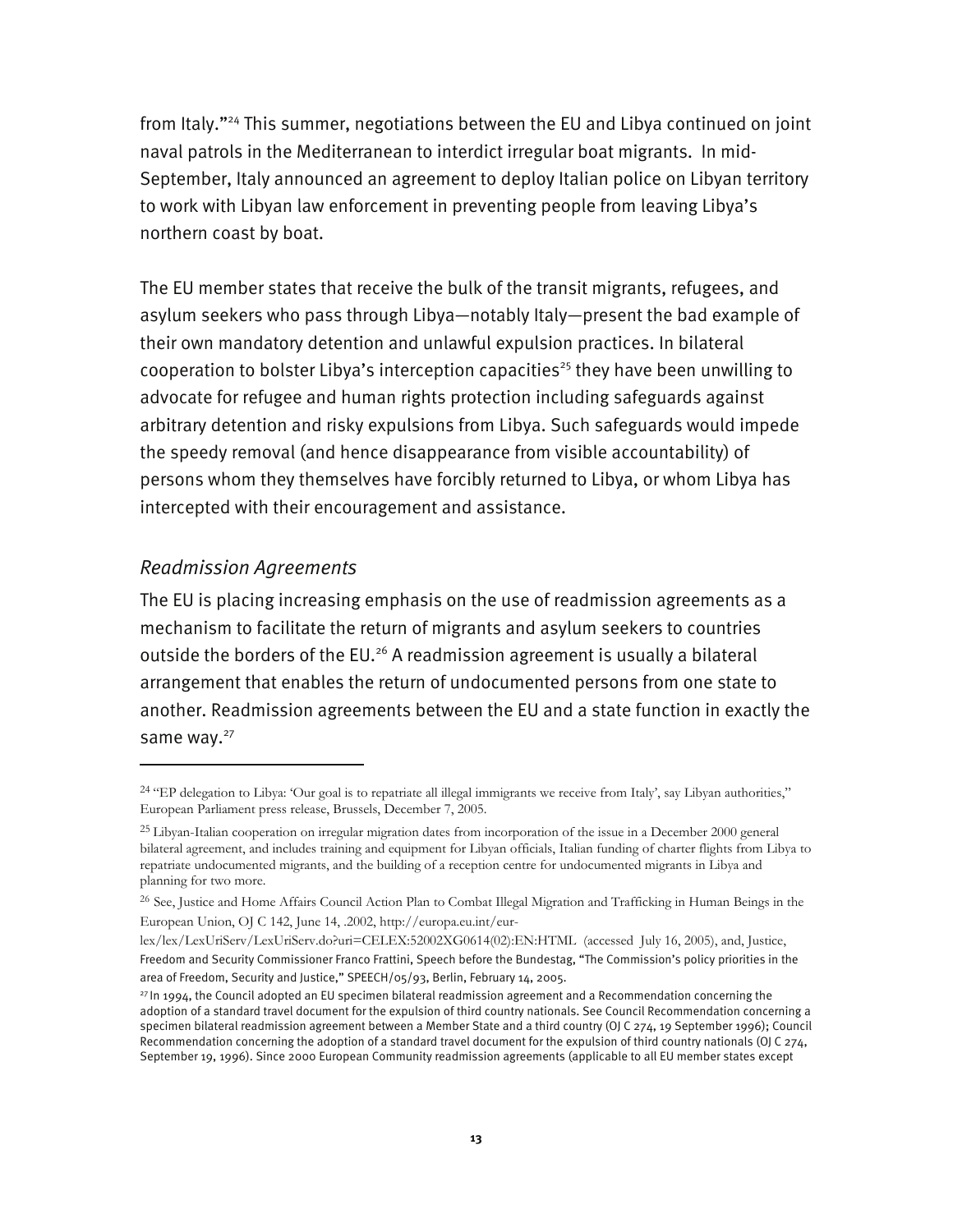from Italy."[24] This summer, negotiations between the EU and Libya continued on joint naval patrols in the Mediterranean to interdict irregular boat migrants. In mid-September, Italy announced an agreement to deploy Italian police on Libyan territory to work with Libyan law enforcement in preventing people from leaving Libya's northern coast by boat.

The EU member states that receive the bulk of the transit migrants, refugees, and asylum seekers who pass through Libya—notably Italy—present the bad example of their own mandatory detention and unlawful expulsion practices. In bilateral cooperation to bolster Libya's interception capacities[25] they have been unwilling to advocate for refugee and human rights protection including safeguards against arbitrary detention and risky expulsions from Libya. Such safeguards would impede the speedy removal (and hence disappearance from visible accountability) of persons whom they themselves have forcibly returned to Libya, or whom Libya has intercepted with their encouragement and assistance.

### *Readmission Agreements*

The EU is placing increasing emphasis on the use of readmission agreements as a mechanism to facilitate the return of migrants and asylum seekers to countries outside the borders of the EU.[26] A readmission agreement is usually a bilateral arrangement that enables the return of undocumented persons from one state to another. Readmission agreements between the EU and a state function in exactly the same way.[27]

---

[24] "EP delegation to Libya: 'Our goal is to repatriate all illegal immigrants we receive from Italy', say Libyan authorities," European Parliament press release, Brussels, December 7, 2005.

[25] Libyan-Italian cooperation on irregular migration dates from incorporation of the issue in a December 2000 general bilateral agreement, and includes training and equipment for Libyan officials, Italian funding of charter flights from Libya to repatriate undocumented migrants, and the building of a reception centre for undocumented migrants in Libya and planning for two more.

[26] See, Justice and Home Affairs Council Action Plan to Combat Illegal Migration and Trafficking in Human Beings in the European Union, OJ C 142, June 14, .2002, http://europa.eu.int/eur-lex/lex/LexUriServ/LexUriServ.do?uri=CELEX:52002XG0614(02):EN:HTML (accessed July 16, 2005), and, Justice, Freedom and Security Commissioner Franco Frattini, Speech before the Bundestag, "The Commission's policy priorities in the area of Freedom, Security and Justice," SPEECH/05/93, Berlin, February 14, 2005.

[27] In 1994, the Council adopted an EU specimen bilateral readmission agreement and a Recommendation concerning the adoption of a standard travel document for the expulsion of third country nationals. See Council Recommendation concerning a specimen bilateral readmission agreement between a Member State and a third country (OJ C 274, 19 September 1996); Council Recommendation concerning the adoption of a standard travel document for the expulsion of third country nationals (OJ C 274, September 19, 1996). Since 2000 European Community readmission agreements (applicable to all EU member states except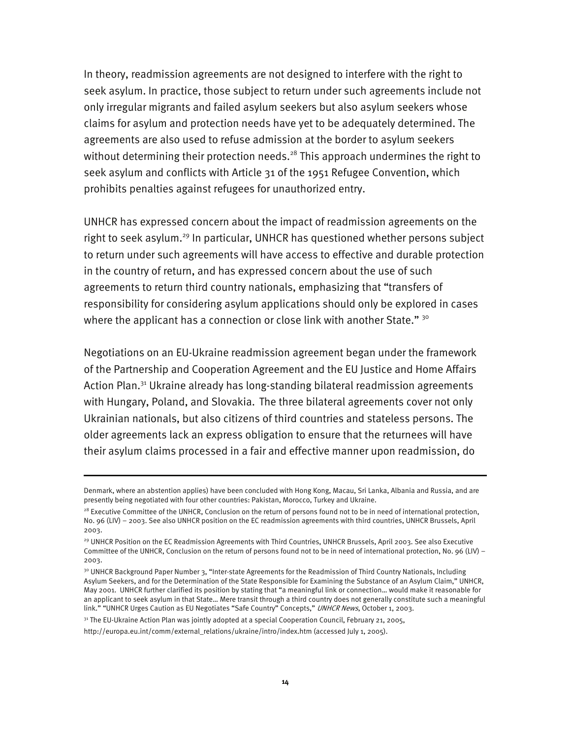In theory, readmission agreements are not designed to interfere with the right to seek asylum. In practice, those subject to return under such agreements include not only irregular migrants and failed asylum seekers but also asylum seekers whose claims for asylum and protection needs have yet to be adequately determined. The agreements are also used to refuse admission at the border to asylum seekers without determining their protection needs.[28] This approach undermines the right to seek asylum and conflicts with Article 31 of the 1951 Refugee Convention, which prohibits penalties against refugees for unauthorized entry.

UNHCR has expressed concern about the impact of readmission agreements on the right to seek asylum.[29] In particular, UNHCR has questioned whether persons subject to return under such agreements will have access to effective and durable protection in the country of return, and has expressed concern about the use of such agreements to return third country nationals, emphasizing that "transfers of responsibility for considering asylum applications should only be explored in cases where the applicant has a connection or close link with another State." [30]

Negotiations on an EU-Ukraine readmission agreement began under the framework of the Partnership and Cooperation Agreement and the EU Justice and Home Affairs Action Plan.[31] Ukraine already has long-standing bilateral readmission agreements with Hungary, Poland, and Slovakia. The three bilateral agreements cover not only Ukrainian nationals, but also citizens of third countries and stateless persons. The older agreements lack an express obligation to ensure that the returnees will have their asylum claims processed in a fair and effective manner upon readmission, do

---

Denmark, where an abstention applies) have been concluded with Hong Kong, Macau, Sri Lanka, Albania and Russia, and are presently being negotiated with four other countries: Pakistan, Morocco, Turkey and Ukraine.

[28] Executive Committee of the UNHCR, Conclusion on the return of persons found not to be in need of international protection, No. 96 (LIV) – 2003. See also UNHCR position on the EC readmission agreements with third countries, UNHCR Brussels, April 2003.

[29] UNHCR Position on the EC Readmission Agreements with Third Countries, UNHCR Brussels, April 2003. See also Executive Committee of the UNHCR, Conclusion on the return of persons found not to be in need of international protection, No. 96 (LIV) – 2003.

[30] UNHCR Background Paper Number 3, "Inter-state Agreements for the Readmission of Third Country Nationals, Including Asylum Seekers, and for the Determination of the State Responsible for Examining the Substance of an Asylum Claim," UNHCR, May 2001. UNHCR further clarified its position by stating that "a meaningful link or connection… would make it reasonable for an applicant to seek asylum in that State… Mere transit through a third country does not generally constitute such a meaningful link." "UNHCR Urges Caution as EU Negotiates "Safe Country" Concepts," *UNHCR News*, October 1, 2003.

[31] The EU-Ukraine Action Plan was jointly adopted at a special Cooperation Council, February 21, 2005, http://europa.eu.int/comm/external_relations/ukraine/intro/index.htm (accessed July 1, 2005).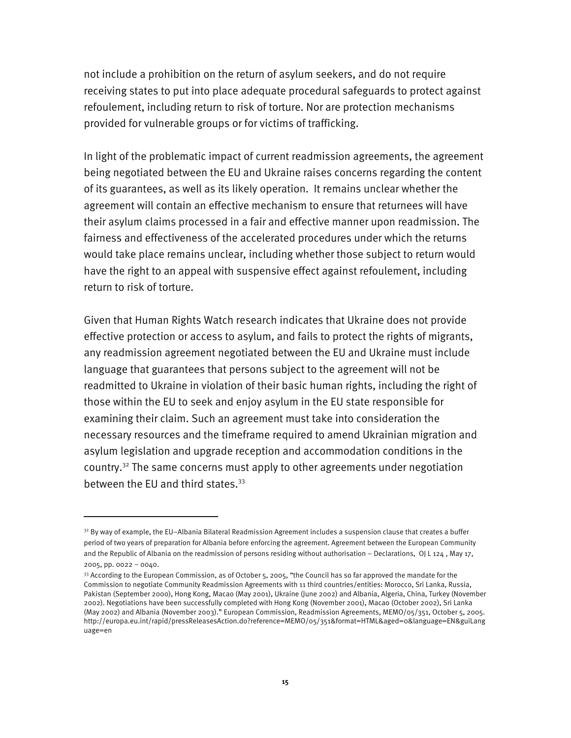not include a prohibition on the return of asylum seekers, and do not require receiving states to put into place adequate procedural safeguards to protect against refoulement, including return to risk of torture. Nor are protection mechanisms provided for vulnerable groups or for victims of trafficking.

In light of the problematic impact of current readmission agreements, the agreement being negotiated between the EU and Ukraine raises concerns regarding the content of its guarantees, as well as its likely operation. It remains unclear whether the agreement will contain an effective mechanism to ensure that returnees will have their asylum claims processed in a fair and effective manner upon readmission. The fairness and effectiveness of the accelerated procedures under which the returns would take place remains unclear, including whether those subject to return would have the right to an appeal with suspensive effect against refoulement, including return to risk of torture.

Given that Human Rights Watch research indicates that Ukraine does not provide effective protection or access to asylum, and fails to protect the rights of migrants, any readmission agreement negotiated between the EU and Ukraine must include language that guarantees that persons subject to the agreement will not be readmitted to Ukraine in violation of their basic human rights, including the right of those within the EU to seek and enjoy asylum in the EU state responsible for examining their claim. Such an agreement must take into consideration the necessary resources and the timeframe required to amend Ukrainian migration and asylum legislation and upgrade reception and accommodation conditions in the country.[32] The same concerns must apply to other agreements under negotiation between the EU and third states.[33]

---

[32] By way of example, the EU–Albania Bilateral Readmission Agreement includes a suspension clause that creates a buffer period of two years of preparation for Albania before enforcing the agreement. Agreement between the European Community and the Republic of Albania on the readmission of persons residing without authorisation – Declarations, OJ L 124 , May 17, 2005, pp. 0022 – 0040.

[33] According to the European Commission, as of October 5, 2005, "the Council has so far approved the mandate for the Commission to negotiate Community Readmission Agreements with 11 third countries/entities: Morocco, Sri Lanka, Russia, Pakistan (September 2000), Hong Kong, Macao (May 2001), Ukraine (June 2002) and Albania, Algeria, China, Turkey (November 2002). Negotiations have been successfully completed with Hong Kong (November 2001), Macao (October 2002), Sri Lanka (May 2002) and Albania (November 2003)." European Commission, Readmission Agreements, MEMO/05/351, October 5, 2005. http://europa.eu.int/rapid/pressReleasesAction.do?reference=MEMO/05/351&format=HTML&aged=0&language=EN&guiLanguage=en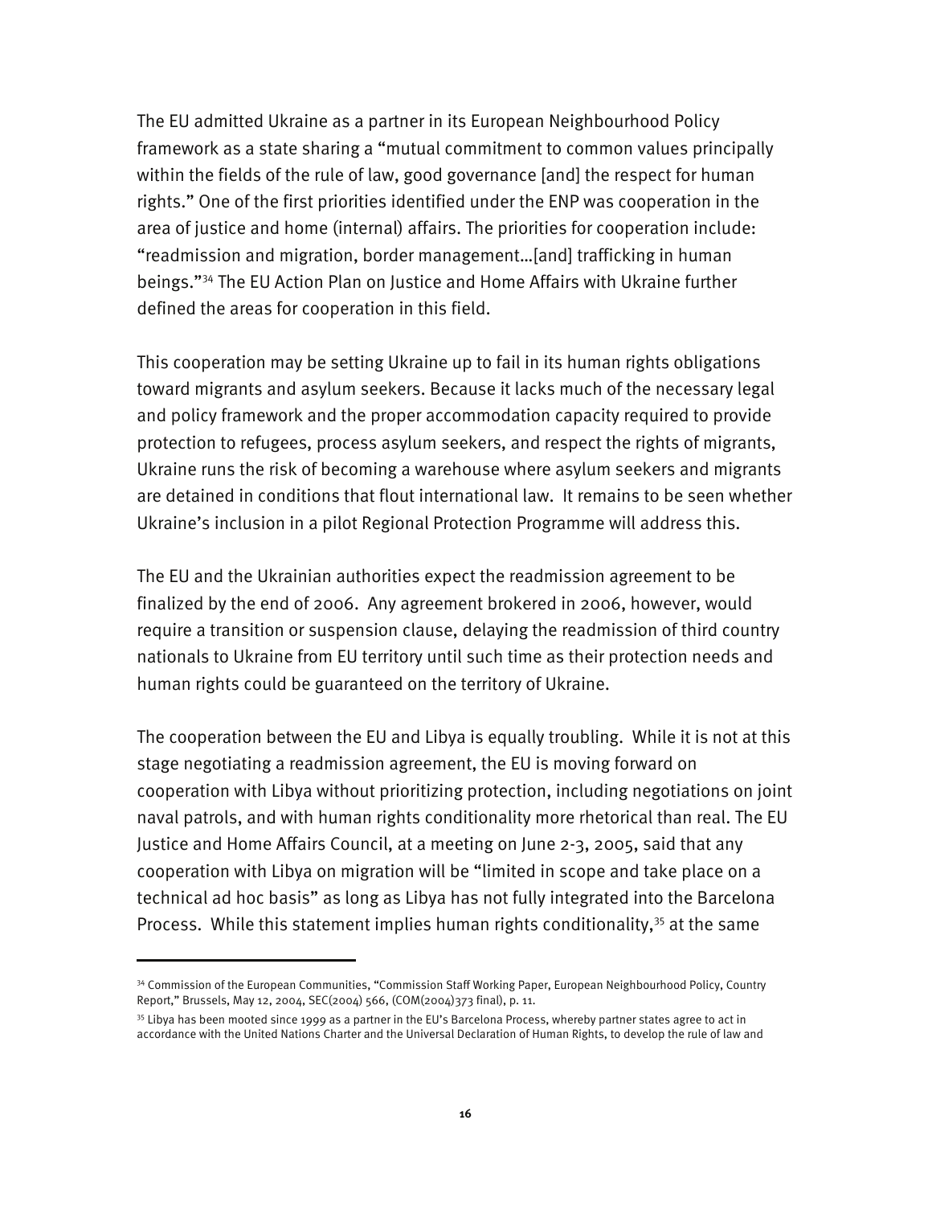The EU admitted Ukraine as a partner in its European Neighbourhood Policy framework as a state sharing a "mutual commitment to common values principally within the fields of the rule of law, good governance [and] the respect for human rights." One of the first priorities identified under the ENP was cooperation in the area of justice and home (internal) affairs. The priorities for cooperation include: "readmission and migration, border management…[and] trafficking in human beings."[34] The EU Action Plan on Justice and Home Affairs with Ukraine further defined the areas for cooperation in this field.

This cooperation may be setting Ukraine up to fail in its human rights obligations toward migrants and asylum seekers. Because it lacks much of the necessary legal and policy framework and the proper accommodation capacity required to provide protection to refugees, process asylum seekers, and respect the rights of migrants, Ukraine runs the risk of becoming a warehouse where asylum seekers and migrants are detained in conditions that flout international law. It remains to be seen whether Ukraine's inclusion in a pilot Regional Protection Programme will address this.

The EU and the Ukrainian authorities expect the readmission agreement to be finalized by the end of 2006. Any agreement brokered in 2006, however, would require a transition or suspension clause, delaying the readmission of third country nationals to Ukraine from EU territory until such time as their protection needs and human rights could be guaranteed on the territory of Ukraine.

The cooperation between the EU and Libya is equally troubling. While it is not at this stage negotiating a readmission agreement, the EU is moving forward on cooperation with Libya without prioritizing protection, including negotiations on joint naval patrols, and with human rights conditionality more rhetorical than real. The EU Justice and Home Affairs Council, at a meeting on June 2-3, 2005, said that any cooperation with Libya on migration will be "limited in scope and take place on a technical ad hoc basis" as long as Libya has not fully integrated into the Barcelona Process. While this statement implies human rights conditionality,[35] at the same

---

[34] Commission of the European Communities, "Commission Staff Working Paper, European Neighbourhood Policy, Country Report," Brussels, May 12, 2004, SEC(2004) 566, (COM(2004)373 final), p. 11.

[35] Libya has been mooted since 1999 as a partner in the EU's Barcelona Process, whereby partner states agree to act in accordance with the United Nations Charter and the Universal Declaration of Human Rights, to develop the rule of law and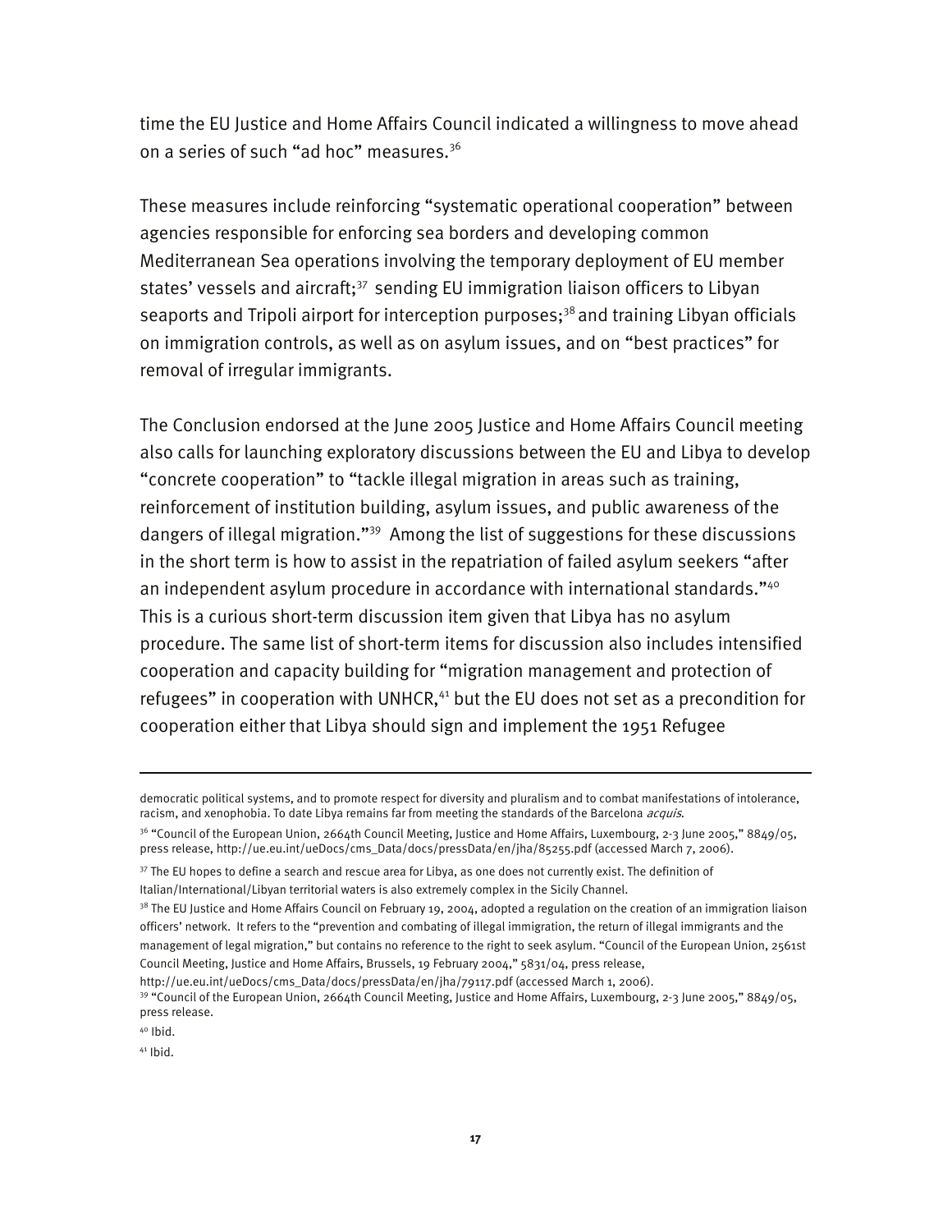time the EU Justice and Home Affairs Council indicated a willingness to move ahead on a series of such "ad hoc" measures.[36]

These measures include reinforcing "systematic operational cooperation" between agencies responsible for enforcing sea borders and developing common Mediterranean Sea operations involving the temporary deployment of EU member states' vessels and aircraft;[37] sending EU immigration liaison officers to Libyan seaports and Tripoli airport for interception purposes;[38] and training Libyan officials on immigration controls, as well as on asylum issues, and on "best practices" for removal of irregular immigrants.

The Conclusion endorsed at the June 2005 Justice and Home Affairs Council meeting also calls for launching exploratory discussions between the EU and Libya to develop "concrete cooperation" to "tackle illegal migration in areas such as training, reinforcement of institution building, asylum issues, and public awareness of the dangers of illegal migration."[39] Among the list of suggestions for these discussions in the short term is how to assist in the repatriation of failed asylum seekers "after an independent asylum procedure in accordance with international standards."[40] This is a curious short-term discussion item given that Libya has no asylum procedure. The same list of short-term items for discussion also includes intensified cooperation and capacity building for "migration management and protection of refugees" in cooperation with UNHCR,[41] but the EU does not set as a precondition for cooperation either that Libya should sign and implement the 1951 Refugee

---

democratic political systems, and to promote respect for diversity and pluralism and to combat manifestations of intolerance, racism, and xenophobia. To date Libya remains far from meeting the standards of the Barcelona *acquis*.

[36] "Council of the European Union, 2664th Council Meeting, Justice and Home Affairs, Luxembourg, 2-3 June 2005," 8849/05, press release, http://ue.eu.int/ueDocs/cms_Data/docs/pressData/en/jha/85255.pdf (accessed March 7, 2006).

[37] The EU hopes to define a search and rescue area for Libya, as one does not currently exist. The definition of Italian/International/Libyan territorial waters is also extremely complex in the Sicily Channel.

[38] The EU Justice and Home Affairs Council on February 19, 2004, adopted a regulation on the creation of an immigration liaison officers' network. It refers to the "prevention and combating of illegal immigration, the return of illegal immigrants and the management of legal migration," but contains no reference to the right to seek asylum. "Council of the European Union, 2561st Council Meeting, Justice and Home Affairs, Brussels, 19 February 2004," 5831/04, press release, http://ue.eu.int/ueDocs/cms_Data/docs/pressData/en/jha/79117.pdf (accessed March 1, 2006).

[39] "Council of the European Union, 2664th Council Meeting, Justice and Home Affairs, Luxembourg, 2-3 June 2005," 8849/05, press release.

[40] Ibid.

[41] Ibid.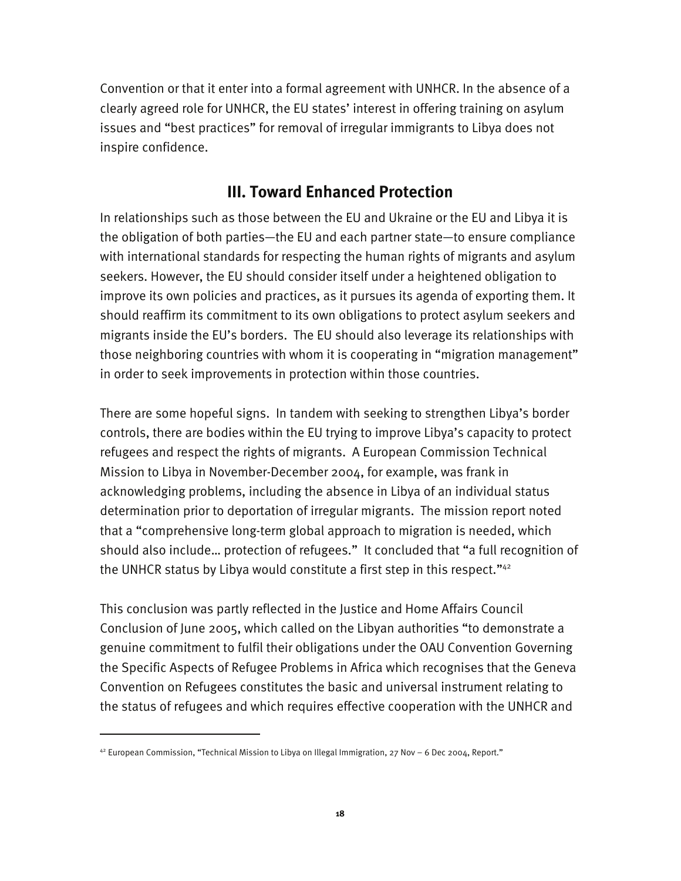Convention or that it enter into a formal agreement with UNHCR. In the absence of a clearly agreed role for UNHCR, the EU states' interest in offering training on asylum issues and "best practices" for removal of irregular immigrants to Libya does not inspire confidence.

## III. Toward Enhanced Protection

In relationships such as those between the EU and Ukraine or the EU and Libya it is the obligation of both parties—the EU and each partner state—to ensure compliance with international standards for respecting the human rights of migrants and asylum seekers. However, the EU should consider itself under a heightened obligation to improve its own policies and practices, as it pursues its agenda of exporting them. It should reaffirm its commitment to its own obligations to protect asylum seekers and migrants inside the EU's borders. The EU should also leverage its relationships with those neighboring countries with whom it is cooperating in "migration management" in order to seek improvements in protection within those countries.

There are some hopeful signs. In tandem with seeking to strengthen Libya's border controls, there are bodies within the EU trying to improve Libya's capacity to protect refugees and respect the rights of migrants. A European Commission Technical Mission to Libya in November-December 2004, for example, was frank in acknowledging problems, including the absence in Libya of an individual status determination prior to deportation of irregular migrants. The mission report noted that a "comprehensive long-term global approach to migration is needed, which should also include… protection of refugees." It concluded that "a full recognition of the UNHCR status by Libya would constitute a first step in this respect."[42]

This conclusion was partly reflected in the Justice and Home Affairs Council Conclusion of June 2005, which called on the Libyan authorities "to demonstrate a genuine commitment to fulfil their obligations under the OAU Convention Governing the Specific Aspects of Refugee Problems in Africa which recognises that the Geneva Convention on Refugees constitutes the basic and universal instrument relating to the status of refugees and which requires effective cooperation with the UNHCR and

---

[42] European Commission, "Technical Mission to Libya on Illegal Immigration, 27 Nov – 6 Dec 2004, Report."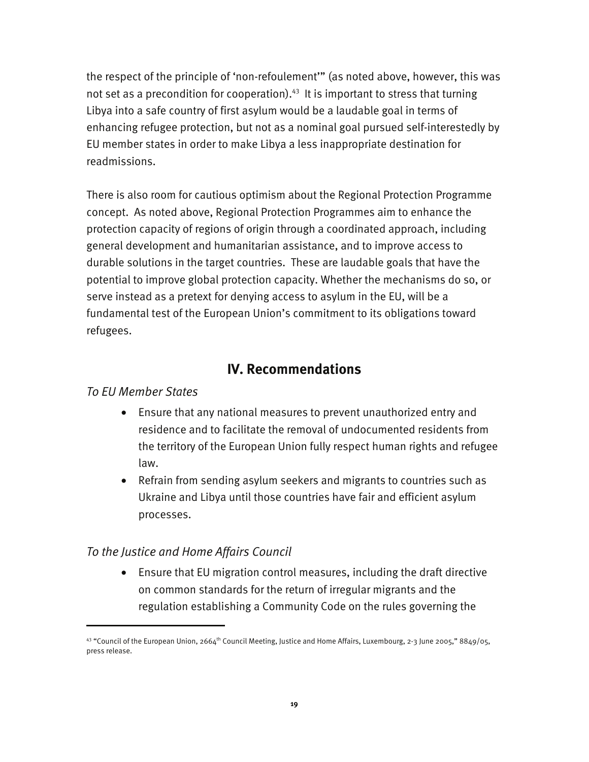the respect of the principle of 'non-refoulement'" (as noted above, however, this was not set as a precondition for cooperation).[43] It is important to stress that turning Libya into a safe country of first asylum would be a laudable goal in terms of enhancing refugee protection, but not as a nominal goal pursued self-interestedly by EU member states in order to make Libya a less inappropriate destination for readmissions.

There is also room for cautious optimism about the Regional Protection Programme concept. As noted above, Regional Protection Programmes aim to enhance the protection capacity of regions of origin through a coordinated approach, including general development and humanitarian assistance, and to improve access to durable solutions in the target countries. These are laudable goals that have the potential to improve global protection capacity. Whether the mechanisms do so, or serve instead as a pretext for denying access to asylum in the EU, will be a fundamental test of the European Union's commitment to its obligations toward refugees.

## IV. Recommendations

*To EU Member States*

- Ensure that any national measures to prevent unauthorized entry and residence and to facilitate the removal of undocumented residents from the territory of the European Union fully respect human rights and refugee law.
- Refrain from sending asylum seekers and migrants to countries such as Ukraine and Libya until those countries have fair and efficient asylum processes.

*To the Justice and Home Affairs Council*

- Ensure that EU migration control measures, including the draft directive on common standards for the return of irregular migrants and the regulation establishing a Community Code on the rules governing the

---

[43] "Council of the European Union, 2664th Council Meeting, Justice and Home Affairs, Luxembourg, 2-3 June 2005," 8849/05, press release.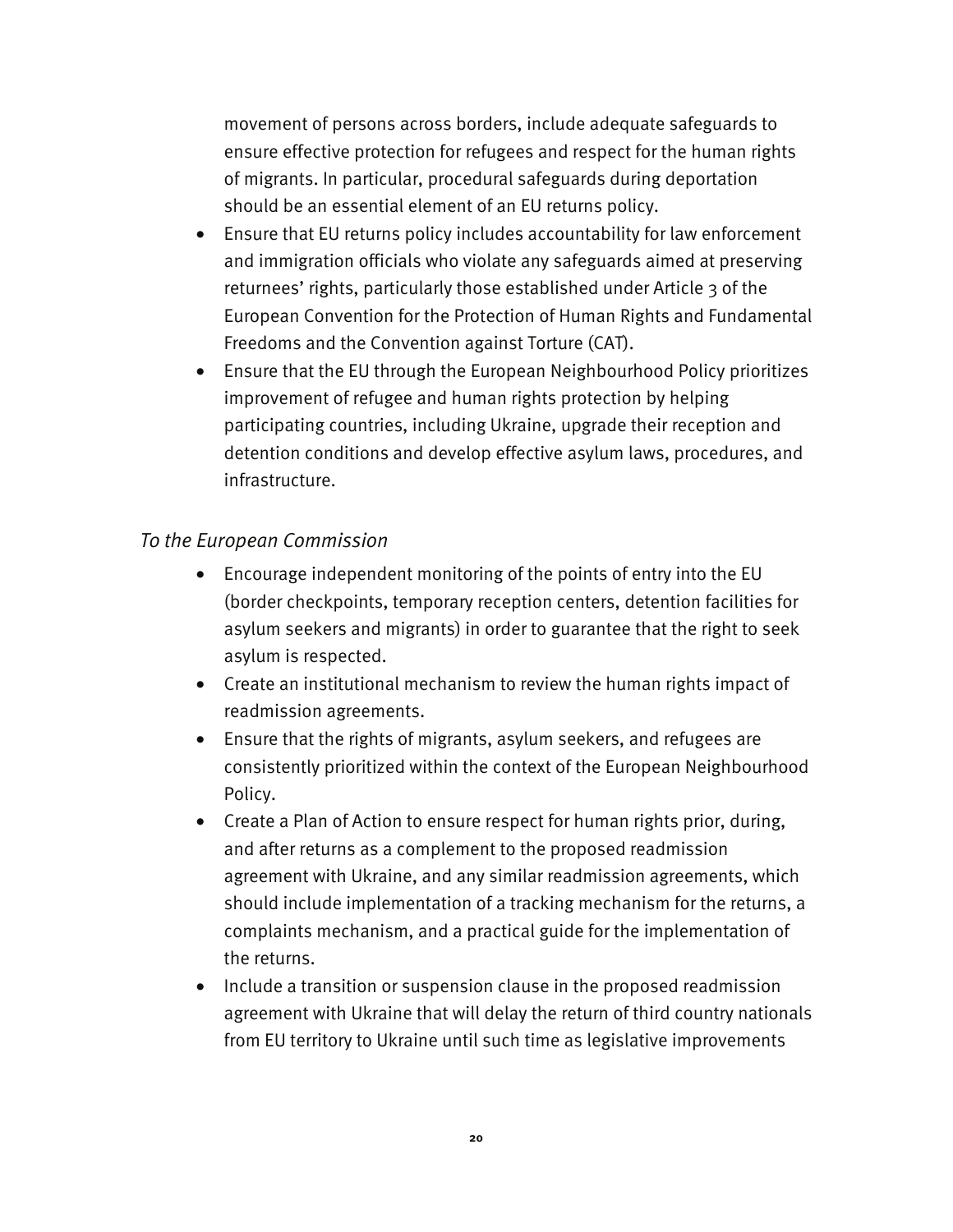movement of persons across borders, include adequate safeguards to ensure effective protection for refugees and respect for the human rights of migrants. In particular, procedural safeguards during deportation should be an essential element of an EU returns policy.

- Ensure that EU returns policy includes accountability for law enforcement and immigration officials who violate any safeguards aimed at preserving returnees' rights, particularly those established under Article 3 of the European Convention for the Protection of Human Rights and Fundamental Freedoms and the Convention against Torture (CAT).
- Ensure that the EU through the European Neighbourhood Policy prioritizes improvement of refugee and human rights protection by helping participating countries, including Ukraine, upgrade their reception and detention conditions and develop effective asylum laws, procedures, and infrastructure.

### *To the European Commission*

- Encourage independent monitoring of the points of entry into the EU (border checkpoints, temporary reception centers, detention facilities for asylum seekers and migrants) in order to guarantee that the right to seek asylum is respected.
- Create an institutional mechanism to review the human rights impact of readmission agreements.
- Ensure that the rights of migrants, asylum seekers, and refugees are consistently prioritized within the context of the European Neighbourhood Policy.
- Create a Plan of Action to ensure respect for human rights prior, during, and after returns as a complement to the proposed readmission agreement with Ukraine, and any similar readmission agreements, which should include implementation of a tracking mechanism for the returns, a complaints mechanism, and a practical guide for the implementation of the returns.
- Include a transition or suspension clause in the proposed readmission agreement with Ukraine that will delay the return of third country nationals from EU territory to Ukraine until such time as legislative improvements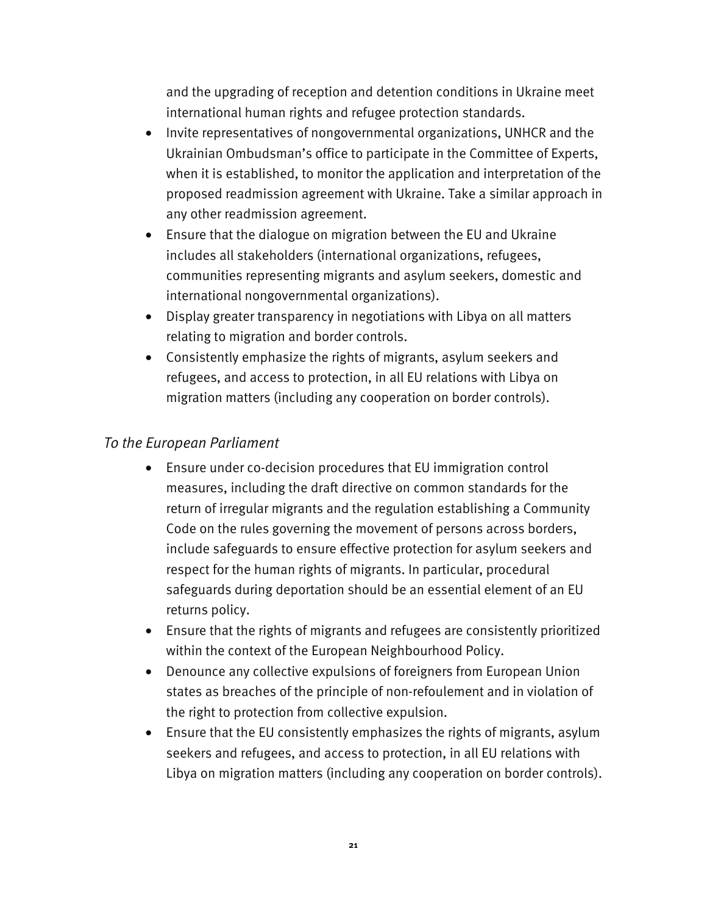and the upgrading of reception and detention conditions in Ukraine meet international human rights and refugee protection standards.

- Invite representatives of nongovernmental organizations, UNHCR and the Ukrainian Ombudsman's office to participate in the Committee of Experts, when it is established, to monitor the application and interpretation of the proposed readmission agreement with Ukraine. Take a similar approach in any other readmission agreement.
- Ensure that the dialogue on migration between the EU and Ukraine includes all stakeholders (international organizations, refugees, communities representing migrants and asylum seekers, domestic and international nongovernmental organizations).
- Display greater transparency in negotiations with Libya on all matters relating to migration and border controls.
- Consistently emphasize the rights of migrants, asylum seekers and refugees, and access to protection, in all EU relations with Libya on migration matters (including any cooperation on border controls).

*To the European Parliament*

- Ensure under co-decision procedures that EU immigration control measures, including the draft directive on common standards for the return of irregular migrants and the regulation establishing a Community Code on the rules governing the movement of persons across borders, include safeguards to ensure effective protection for asylum seekers and respect for the human rights of migrants. In particular, procedural safeguards during deportation should be an essential element of an EU returns policy.
- Ensure that the rights of migrants and refugees are consistently prioritized within the context of the European Neighbourhood Policy.
- Denounce any collective expulsions of foreigners from European Union states as breaches of the principle of non-refoulement and in violation of the right to protection from collective expulsion.
- Ensure that the EU consistently emphasizes the rights of migrants, asylum seekers and refugees, and access to protection, in all EU relations with Libya on migration matters (including any cooperation on border controls).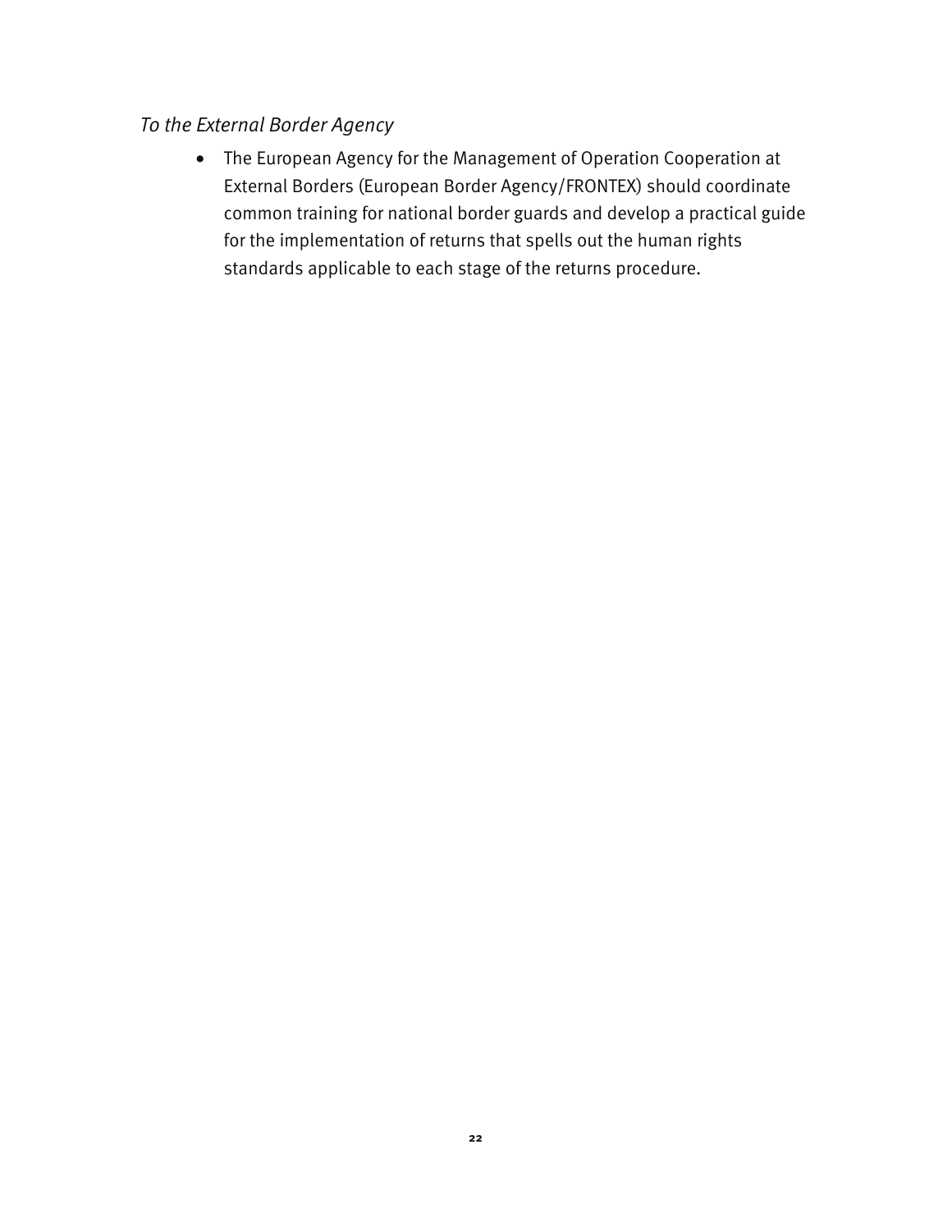*To the External Border Agency*

- The European Agency for the Management of Operation Cooperation at External Borders (European Border Agency/FRONTEX) should coordinate common training for national border guards and develop a practical guide for the implementation of returns that spells out the human rights standards applicable to each stage of the returns procedure.